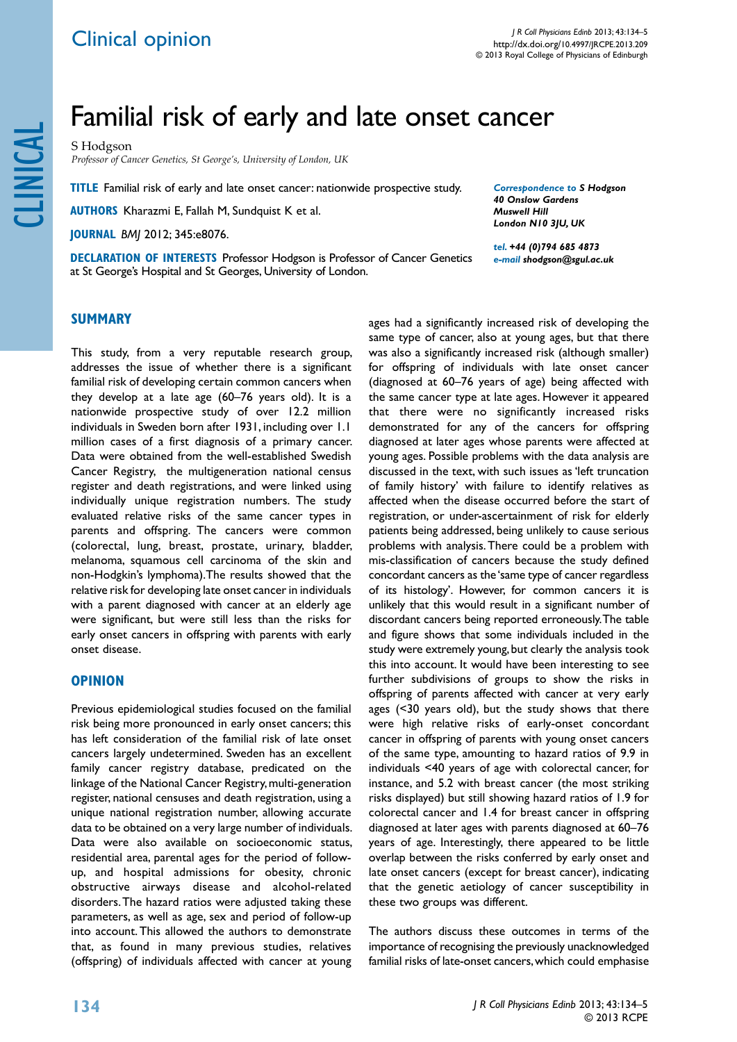# Familial risk of early and late onset cancer

S Hodgson

*Professor of Cancer Genetics, St George's, University of London, UK*

**TITLE** Familial risk of early and late onset cancer: nationwide prospective study.

**AUTHORS** Kharazmi E, Fallah M, Sundquist K et al.

**JOURNAL** *BMJ* 2012; 345:e8076.

**DECLARATION OF INTERESTS** Professor Hodgson is Professor of Cancer Genetics at St George's Hospital and St Georges, University of London.

***Correspondence to*** ***S Hodgson***
***40 Onslow Gardens***
***Muswell Hill***
***London N10 3JU, UK***

***tel.*** ***+44 (0)794 685 4873***
***e-mail*** ***shodgson@sgul.ac.uk***

## SUMMARY

This study, from a very reputable research group, addresses the issue of whether there is a significant familial risk of developing certain common cancers when they develop at a late age (60–76 years old). It is a nationwide prospective study of over 12.2 million individuals in Sweden born after 1931, including over 1.1 million cases of a first diagnosis of a primary cancer. Data were obtained from the well-established Swedish Cancer Registry, the multigeneration national census register and death registrations, and were linked using individually unique registration numbers. The study evaluated relative risks of the same cancer types in parents and offspring. The cancers were common (colorectal, lung, breast, prostate, urinary, bladder, melanoma, squamous cell carcinoma of the skin and non-Hodgkin's lymphoma). The results showed that the relative risk for developing late onset cancer in individuals with a parent diagnosed with cancer at an elderly age were significant, but were still less than the risks for early onset cancers in offspring with parents with early onset disease.

## OPINION

Previous epidemiological studies focused on the familial risk being more pronounced in early onset cancers; this has left consideration of the familial risk of late onset cancers largely undetermined. Sweden has an excellent family cancer registry database, predicated on the linkage of the National Cancer Registry, multi-generation register, national censuses and death registration, using a unique national registration number, allowing accurate data to be obtained on a very large number of individuals. Data were also available on socioeconomic status, residential area, parental ages for the period of follow-up, and hospital admissions for obesity, chronic obstructive airways disease and alcohol-related disorders. The hazard ratios were adjusted taking these parameters, as well as age, sex and period of follow-up into account. This allowed the authors to demonstrate that, as found in many previous studies, relatives (offspring) of individuals affected with cancer at young ages had a significantly increased risk of developing the same type of cancer, also at young ages, but that there was also a significantly increased risk (although smaller) for offspring of individuals with late onset cancer (diagnosed at 60–76 years of age) being affected with the same cancer type at late ages. However it appeared that there were no significantly increased risks demonstrated for any of the cancers for offspring diagnosed at later ages whose parents were affected at young ages. Possible problems with the data analysis are discussed in the text, with such issues as 'left truncation of family history' with failure to identify relatives as affected when the disease occurred before the start of registration, or under-ascertainment of risk for elderly patients being addressed, being unlikely to cause serious problems with analysis. There could be a problem with mis-classification of cancers because the study defined concordant cancers as the 'same type of cancer regardless of its histology'. However, for common cancers it is unlikely that this would result in a significant number of discordant cancers being reported erroneously. The table and figure shows that some individuals included in the study were extremely young, but clearly the analysis took this into account. It would have been interesting to see further subdivisions of groups to show the risks in offspring of parents affected with cancer at very early ages (<30 years old), but the study shows that there were high relative risks of early-onset concordant cancer in offspring of parents with young onset cancers of the same type, amounting to hazard ratios of 9.9 in individuals <40 years of age with colorectal cancer, for instance, and 5.2 with breast cancer (the most striking risks displayed) but still showing hazard ratios of 1.9 for colorectal cancer and 1.4 for breast cancer in offspring diagnosed at later ages with parents diagnosed at 60–76 years of age. Interestingly, there appeared to be little overlap between the risks conferred by early onset and late onset cancers (except for breast cancer), indicating that the genetic aetiology of cancer susceptibility in these two groups was different.

The authors discuss these outcomes in terms of the importance of recognising the previously unacknowledged familial risks of late-onset cancers, which could emphasise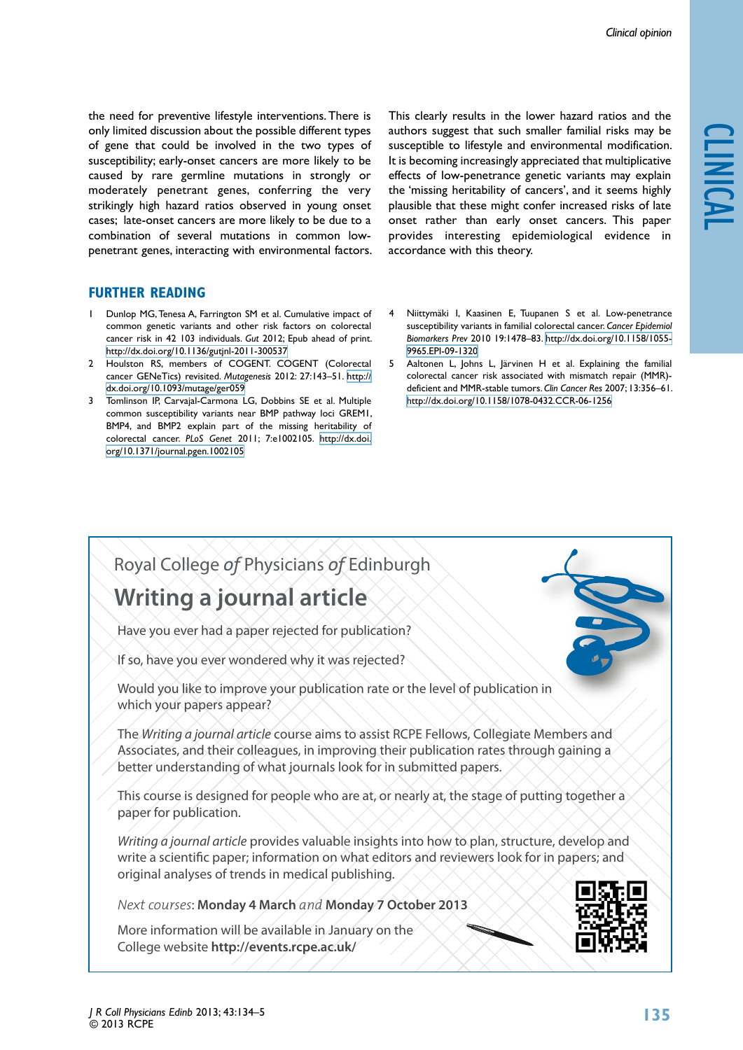the need for preventive lifestyle interventions. There is only limited discussion about the possible different types of gene that could be involved in the two types of susceptibility; early-onset cancers are more likely to be caused by rare germline mutations in strongly or moderately penetrant genes, conferring the very strikingly high hazard ratios observed in young onset cases; late-onset cancers are more likely to be due to a combination of several mutations in common low-penetrant genes, interacting with environmental factors.

This clearly results in the lower hazard ratios and the authors suggest that such smaller familial risks may be susceptible to lifestyle and environmental modification. It is becoming increasingly appreciated that multiplicative effects of low-penetrance genetic variants may explain the 'missing heritability of cancers', and it seems highly plausible that these might confer increased risks of late onset rather than early onset cancers. This paper provides interesting epidemiological evidence in accordance with this theory.

## FURTHER READING

1. Dunlop MG, Tenesa A, Farrington SM et al. Cumulative impact of common genetic variants and other risk factors on colorectal cancer risk in 42 103 individuals. *Gut* 2012; Epub ahead of print. http://dx.doi.org/10.1136/gutjnl-2011-300537
2. Houlston RS, members of COGENT. COGENT (Colorectal cancer GENeTics) revisited. *Mutagenesis* 2012: 27:143–51. http://dx.doi.org/10.1093/mutage/ger059
3. Tomlinson IP, Carvajal-Carmona LG, Dobbins SE et al. Multiple common susceptibility variants near BMP pathway loci GREM1, BMP4, and BMP2 explain part of the missing heritability of colorectal cancer. *PLoS Genet* 2011; 7:e1002105. http://dx.doi.org/10.1371/journal.pgen.1002105
4. Niittymäki I, Kaasinen E, Tuupanen S et al. Low-penetrance susceptibility variants in familial colorectal cancer. *Cancer Epidemiol Biomarkers Prev* 2010 19:1478–83. http://dx.doi.org/10.1158/1055-9965.EPI-09-1320
5. Aaltonen L, Johns L, Järvinen H et al. Explaining the familial colorectal cancer risk associated with mismatch repair (MMR)-deficient and MMR-stable tumors. *Clin Cancer Res* 2007; 13:356–61. http://dx.doi.org/10.1158/1078-0432.CCR-06-1256

---

Royal College *of* Physicians *of* Edinburgh

## Writing a journal article

Have you ever had a paper rejected for publication?

If so, have you ever wondered why it was rejected?

Would you like to improve your publication rate or the level of publication in which your papers appear?

The *Writing a journal article* course aims to assist RCPE Fellows, Collegiate Members and Associates, and their colleagues, in improving their publication rates through gaining a better understanding of what journals look for in submitted papers.

This course is designed for people who are at, or nearly at, the stage of putting together a paper for publication.

*Writing a journal article* provides valuable insights into how to plan, structure, develop and write a scientific paper; information on what editors and reviewers look for in papers; and original analyses of trends in medical publishing.

*Next courses*: **Monday 4 March** *and* **Monday 7 October 2013**

More information will be available in January on the College website **http://events.rcpe.ac.uk/**